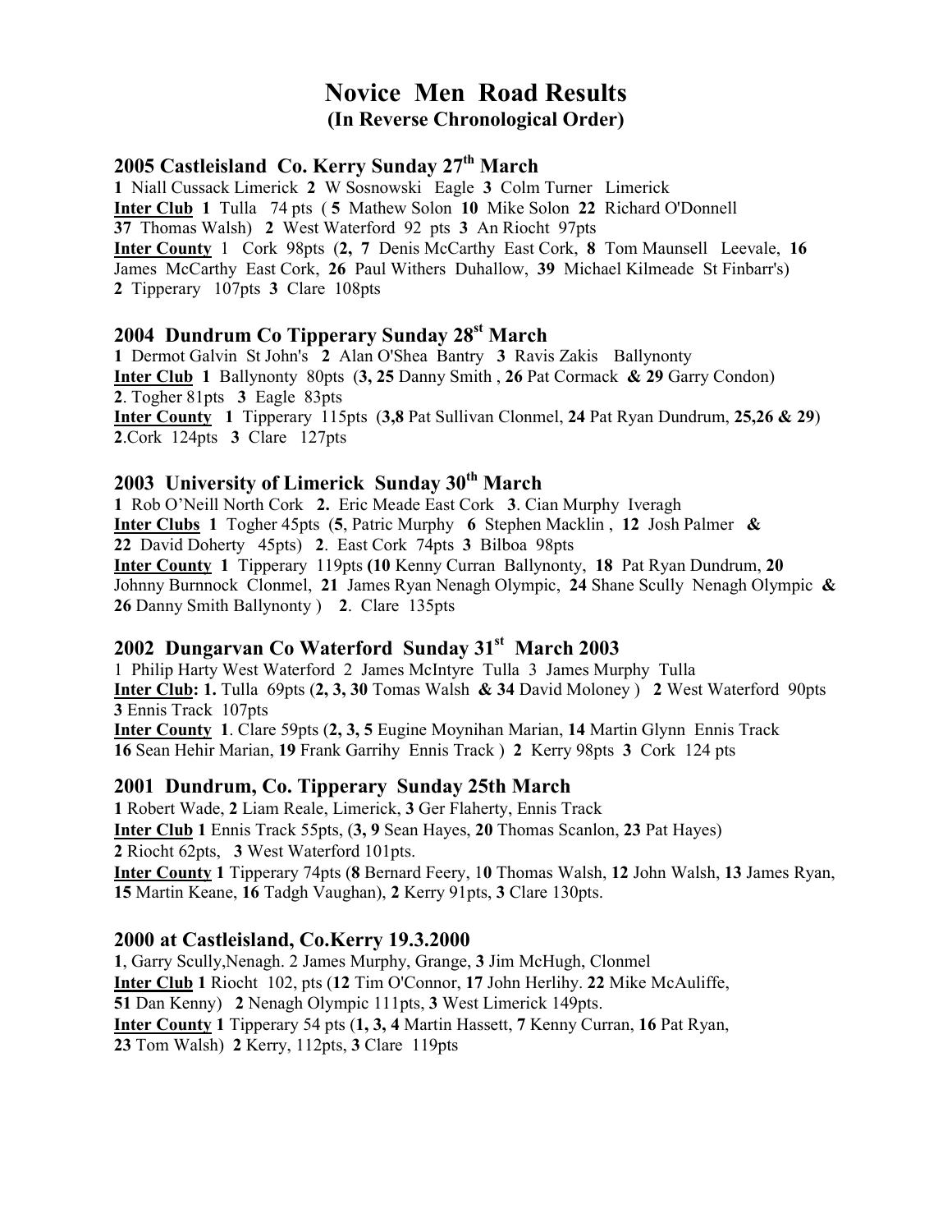# Novice Men Road Results
## (In Reverse Chronological Order)

### 2005 Castleisland Co. Kerry Sunday 27th March

**1** Niall Cussack Limerick **2** W Sosnowski Eagle **3** Colm Turner Limerick
**Inter Club** **1** Tulla 74 pts ( **5** Mathew Solon **10** Mike Solon **22** Richard O'Donnell **37** Thomas Walsh) **2** West Waterford 92 pts **3** An Riocht 97pts
**Inter County** 1 Cork 98pts (**2, 7** Denis McCarthy East Cork, **8** Tom Maunsell Leevale, **16** James McCarthy East Cork, **26** Paul Withers Duhallow, **39** Michael Kilmeade St Finbarr's) **2** Tipperary 107pts **3** Clare 108pts

### 2004 Dundrum Co Tipperary Sunday 28st March

**1** Dermot Galvin St John's **2** Alan O'Shea Bantry **3** Ravis Zakis Ballynonty
**Inter Club** **1** Ballynonty 80pts (**3, 25** Danny Smith , **26** Pat Cormack **& 29** Garry Condon) **2**. Togher 81pts **3** Eagle 83pts
**Inter County** **1** Tipperary 115pts (**3,8** Pat Sullivan Clonmel, **24** Pat Ryan Dundrum, **25,26 & 29**) **2**.Cork 124pts **3** Clare 127pts

### 2003 University of Limerick Sunday 30th March

**1** Rob O'Neill North Cork **2.** Eric Meade East Cork **3**. Cian Murphy Iveragh
**Inter Clubs** **1** Togher 45pts (**5**, Patric Murphy **6** Stephen Macklin , **12** Josh Palmer **& 22** David Doherty 45pts) **2**. East Cork 74pts **3** Bilboa 98pts
**Inter County** **1** Tipperary 119pts **(10** Kenny Curran Ballynonty, **18** Pat Ryan Dundrum, **20** Johnny Burnnock Clonmel, **21** James Ryan Nenagh Olympic, **24** Shane Scully Nenagh Olympic **& 26** Danny Smith Ballynonty ) **2**. Clare 135pts

### 2002 Dungarvan Co Waterford Sunday 31st March 2003

1 Philip Harty West Waterford 2 James McIntyre Tulla 3 James Murphy Tulla
**Inter Club: 1.** Tulla 69pts (**2, 3, 30** Tomas Walsh **& 34** David Moloney ) **2** West Waterford 90pts **3** Ennis Track 107pts
**Inter County** **1**. Clare 59pts (**2, 3, 5** Eugine Moynihan Marian, **14** Martin Glynn Ennis Track **16** Sean Hehir Marian, **19** Frank Garrihy Ennis Track ) **2** Kerry 98pts **3** Cork 124 pts

### 2001 Dundrum, Co. Tipperary Sunday 25th March

**1** Robert Wade, **2** Liam Reale, Limerick, **3** Ger Flaherty, Ennis Track
**Inter Club** **1** Ennis Track 55pts, (**3, 9** Sean Hayes, **20** Thomas Scanlon, **23** Pat Hayes) **2** Riocht 62pts, **3** West Waterford 101pts.
**Inter County** **1** Tipperary 74pts (**8** Bernard Feery, 1**0** Thomas Walsh, **12** John Walsh, **13** James Ryan, **15** Martin Keane, **16** Tadgh Vaughan), **2** Kerry 91pts, **3** Clare 130pts.

### 2000 at Castleisland, Co.Kerry 19.3.2000

**1**, Garry Scully,Nenagh. 2 James Murphy, Grange, **3** Jim McHugh, Clonmel
**Inter Club** **1** Riocht 102, pts (**12** Tim O'Connor, **17** John Herlihy. **22** Mike McAuliffe, **51** Dan Kenny) **2** Nenagh Olympic 111pts, **3** West Limerick 149pts.
**Inter County** **1** Tipperary 54 pts (**1, 3, 4** Martin Hassett, **7** Kenny Curran, **16** Pat Ryan, **23** Tom Walsh) **2** Kerry, 112pts, **3** Clare 119pts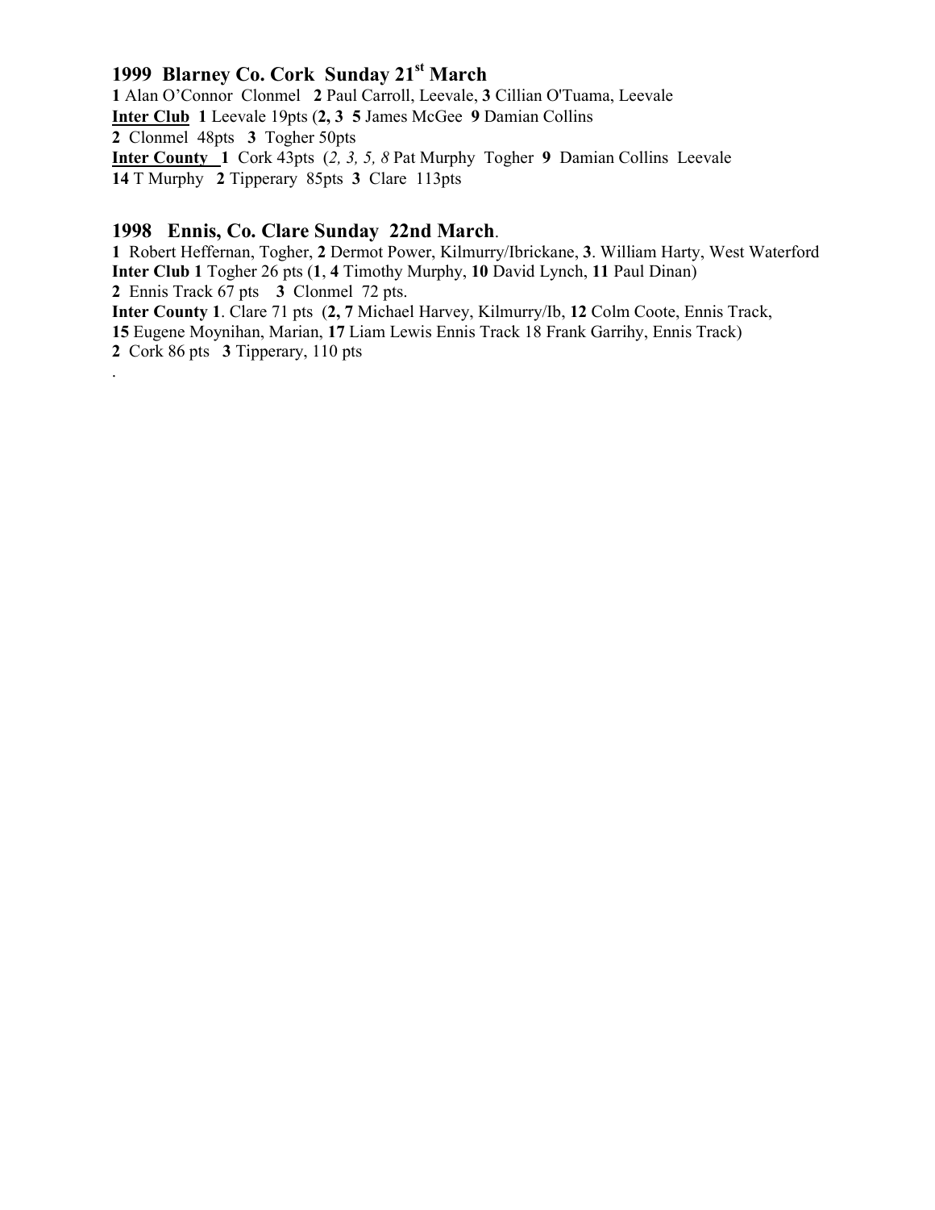### 1999 Blarney Co. Cork Sunday 21st March

**1** Alan O'Connor Clonmel **2** Paul Carroll, Leevale, **3** Cillian O'Tuama, Leevale
**Inter Club** **1** Leevale 19pts (**2, 3** **5** James McGee **9** Damian Collins
**2** Clonmel 48pts **3** Togher 50pts
**Inter County** **1** Cork 43pts (*2, 3, 5, 8* Pat Murphy Togher **9** Damian Collins Leevale
**14** T Murphy **2** Tipperary 85pts **3** Clare 113pts

### 1998 Ennis, Co. Clare Sunday 22nd March.

**1** Robert Heffernan, Togher, **2** Dermot Power, Kilmurry/Ibrickane, **3**. William Harty, West Waterford
**Inter Club 1** Togher 26 pts (**1**, **4** Timothy Murphy, **10** David Lynch, **11** Paul Dinan)
**2** Ennis Track 67 pts **3** Clonmel 72 pts.
**Inter County 1**. Clare 71 pts (**2, 7** Michael Harvey, Kilmurry/Ib, **12** Colm Coote, Ennis Track,
**15** Eugene Moynihan, Marian, **17** Liam Lewis Ennis Track 18 Frank Garrihy, Ennis Track)
**2** Cork 86 pts **3** Tipperary, 110 pts
.